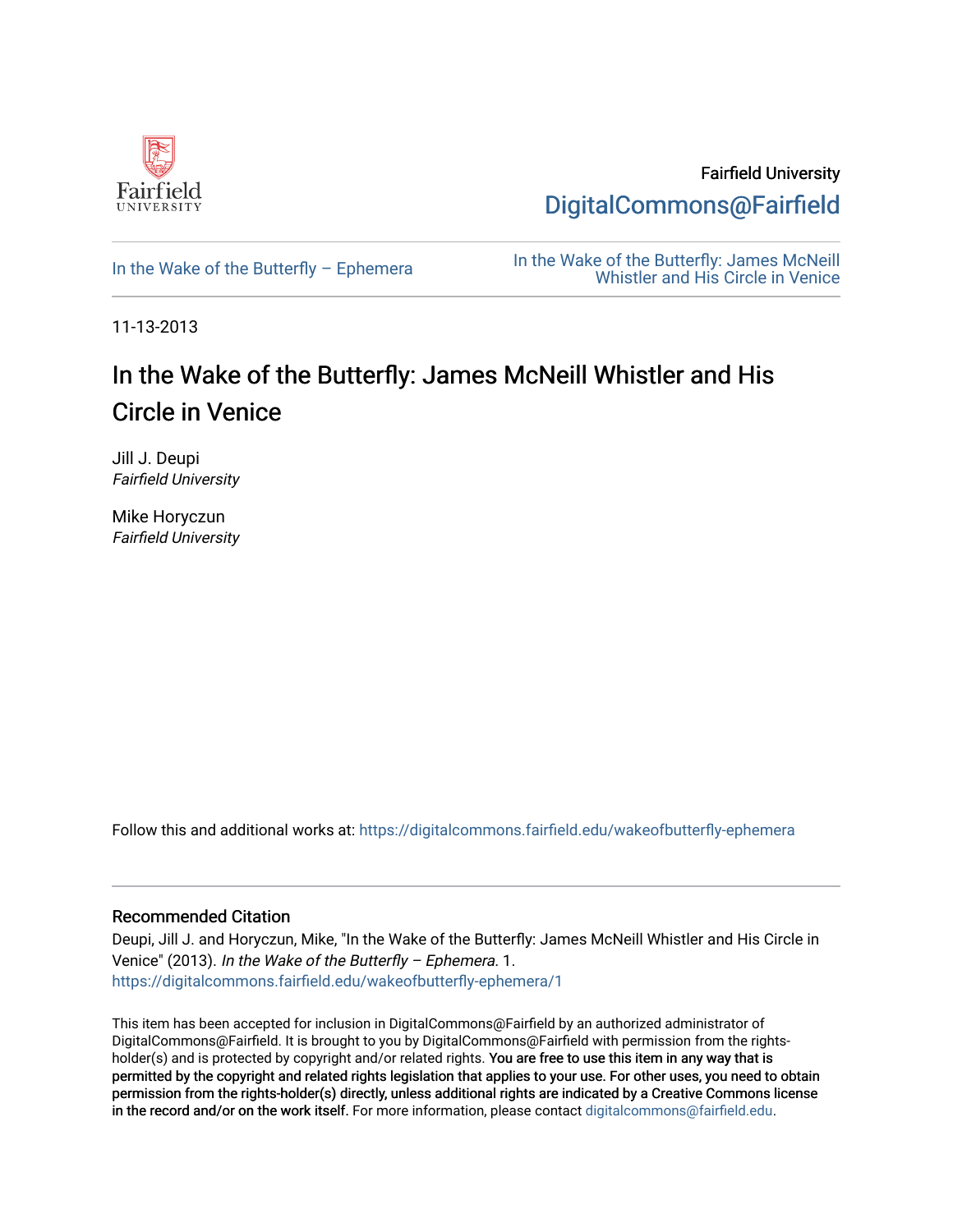Fairfield University

DigitalCommons@Fairfield

In the Wake of the Butterfly – Ephemera

In the Wake of the Butterfly: James McNeill Whistler and His Circle in Venice

11-13-2013

# In the Wake of the Butterfly: James McNeill Whistler and His Circle in Venice

Jill J. Deupi
*Fairfield University*

Mike Horyczun
*Fairfield University*

Follow this and additional works at: https://digitalcommons.fairfield.edu/wakeofbutterfly-ephemera

## Recommended Citation

Deupi, Jill J. and Horyczun, Mike, "In the Wake of the Butterfly: James McNeill Whistler and His Circle in Venice" (2013). *In the Wake of the Butterfly – Ephemera*. 1.
https://digitalcommons.fairfield.edu/wakeofbutterfly-ephemera/1

This item has been accepted for inclusion in DigitalCommons@Fairfield by an authorized administrator of DigitalCommons@Fairfield. It is brought to you by DigitalCommons@Fairfield with permission from the rights-holder(s) and is protected by copyright and/or related rights. You are free to use this item in any way that is permitted by the copyright and related rights legislation that applies to your use. For other uses, you need to obtain permission from the rights-holder(s) directly, unless additional rights are indicated by a Creative Commons license in the record and/or on the work itself. For more information, please contact digitalcommons@fairfield.edu.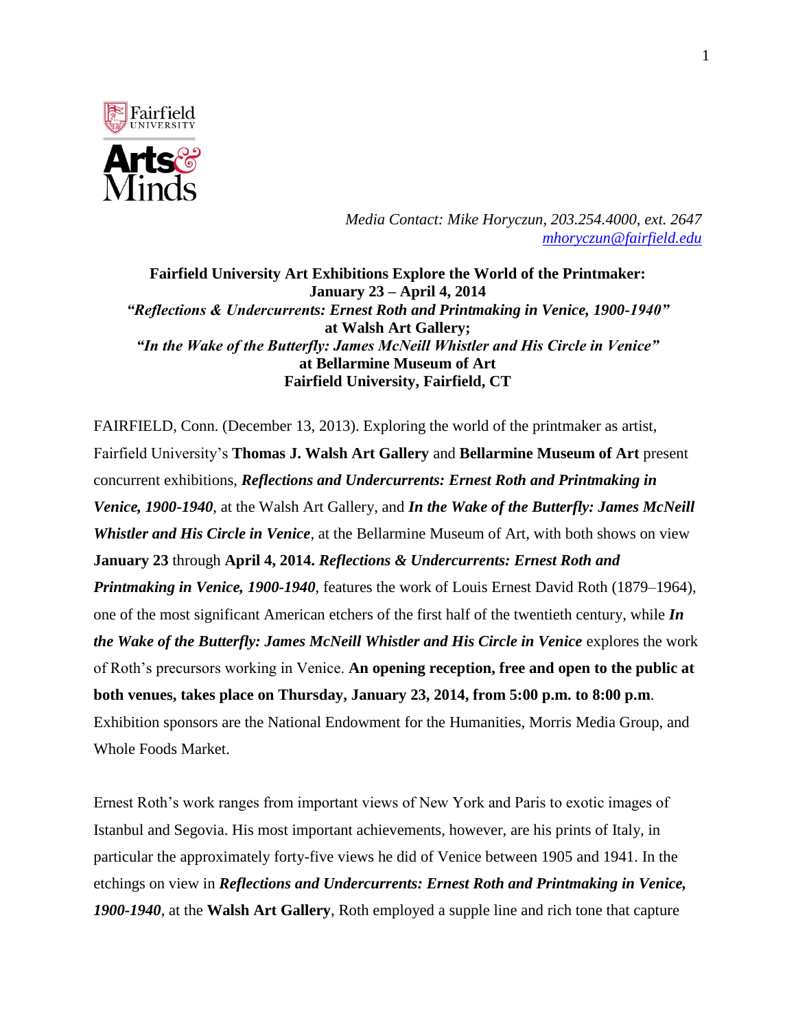*Media Contact: Mike Horyczun, 203.254.4000, ext. 2647*
*[mhoryczun@fairfield.edu](mailto:mhoryczun@fairfield.edu)*

**Fairfield University Art Exhibitions Explore the World of the Printmaker: January 23 – April 4, 2014**
***"Reflections & Undercurrents: Ernest Roth and Printmaking in Venice, 1900-1940"***
**at Walsh Art Gallery;**
***"In the Wake of the Butterfly: James McNeill Whistler and His Circle in Venice"***
**at Bellarmine Museum of Art**
**Fairfield University, Fairfield, CT**

FAIRFIELD, Conn. (December 13, 2013). Exploring the world of the printmaker as artist, Fairfield University's **Thomas J. Walsh Art Gallery** and **Bellarmine Museum of Art** present concurrent exhibitions, ***Reflections and Undercurrents: Ernest Roth and Printmaking in Venice, 1900-1940***, at the Walsh Art Gallery, and ***In the Wake of the Butterfly: James McNeill Whistler and His Circle in Venice***, at the Bellarmine Museum of Art, with both shows on view **January 23** through **April 4, 2014.** ***Reflections & Undercurrents: Ernest Roth and Printmaking in Venice, 1900-1940***, features the work of Louis Ernest David Roth (1879–1964), one of the most significant American etchers of the first half of the twentieth century, while ***In the Wake of the Butterfly: James McNeill Whistler and His Circle in Venice*** explores the work of Roth's precursors working in Venice. **An opening reception, free and open to the public at both venues, takes place on Thursday, January 23, 2014, from 5:00 p.m. to 8:00 p.m**. Exhibition sponsors are the National Endowment for the Humanities, Morris Media Group, and Whole Foods Market.

Ernest Roth's work ranges from important views of New York and Paris to exotic images of Istanbul and Segovia. His most important achievements, however, are his prints of Italy, in particular the approximately forty-five views he did of Venice between 1905 and 1941. In the etchings on view in ***Reflections and Undercurrents: Ernest Roth and Printmaking in Venice, 1900-1940***, at the **Walsh Art Gallery**, Roth employed a supple line and rich tone that capture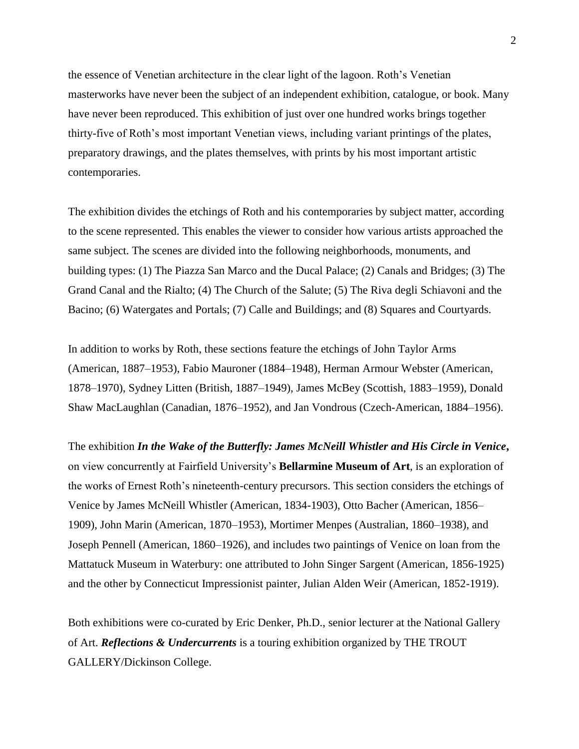the essence of Venetian architecture in the clear light of the lagoon. Roth's Venetian masterworks have never been the subject of an independent exhibition, catalogue, or book. Many have never been reproduced. This exhibition of just over one hundred works brings together thirty-five of Roth's most important Venetian views, including variant printings of the plates, preparatory drawings, and the plates themselves, with prints by his most important artistic contemporaries.

The exhibition divides the etchings of Roth and his contemporaries by subject matter, according to the scene represented. This enables the viewer to consider how various artists approached the same subject. The scenes are divided into the following neighborhoods, monuments, and building types: (1) The Piazza San Marco and the Ducal Palace; (2) Canals and Bridges; (3) The Grand Canal and the Rialto; (4) The Church of the Salute; (5) The Riva degli Schiavoni and the Bacino; (6) Watergates and Portals; (7) Calle and Buildings; and (8) Squares and Courtyards.

In addition to works by Roth, these sections feature the etchings of John Taylor Arms (American, 1887–1953), Fabio Mauroner (1884–1948), Herman Armour Webster (American, 1878–1970), Sydney Litten (British, 1887–1949), James McBey (Scottish, 1883–1959), Donald Shaw MacLaughlan (Canadian, 1876–1952), and Jan Vondrous (Czech-American, 1884–1956).

The exhibition ***In the Wake of the Butterfly: James McNeill Whistler and His Circle in Venice***, on view concurrently at Fairfield University's **Bellarmine Museum of Art**, is an exploration of the works of Ernest Roth's nineteenth-century precursors. This section considers the etchings of Venice by James McNeill Whistler (American, 1834-1903), Otto Bacher (American, 1856–1909), John Marin (American, 1870–1953), Mortimer Menpes (Australian, 1860–1938), and Joseph Pennell (American, 1860–1926), and includes two paintings of Venice on loan from the Mattatuck Museum in Waterbury: one attributed to John Singer Sargent (American, 1856-1925) and the other by Connecticut Impressionist painter, Julian Alden Weir (American, 1852-1919).

Both exhibitions were co-curated by Eric Denker, Ph.D., senior lecturer at the National Gallery of Art. ***Reflections & Undercurrents*** is a touring exhibition organized by THE TROUT GALLERY/Dickinson College.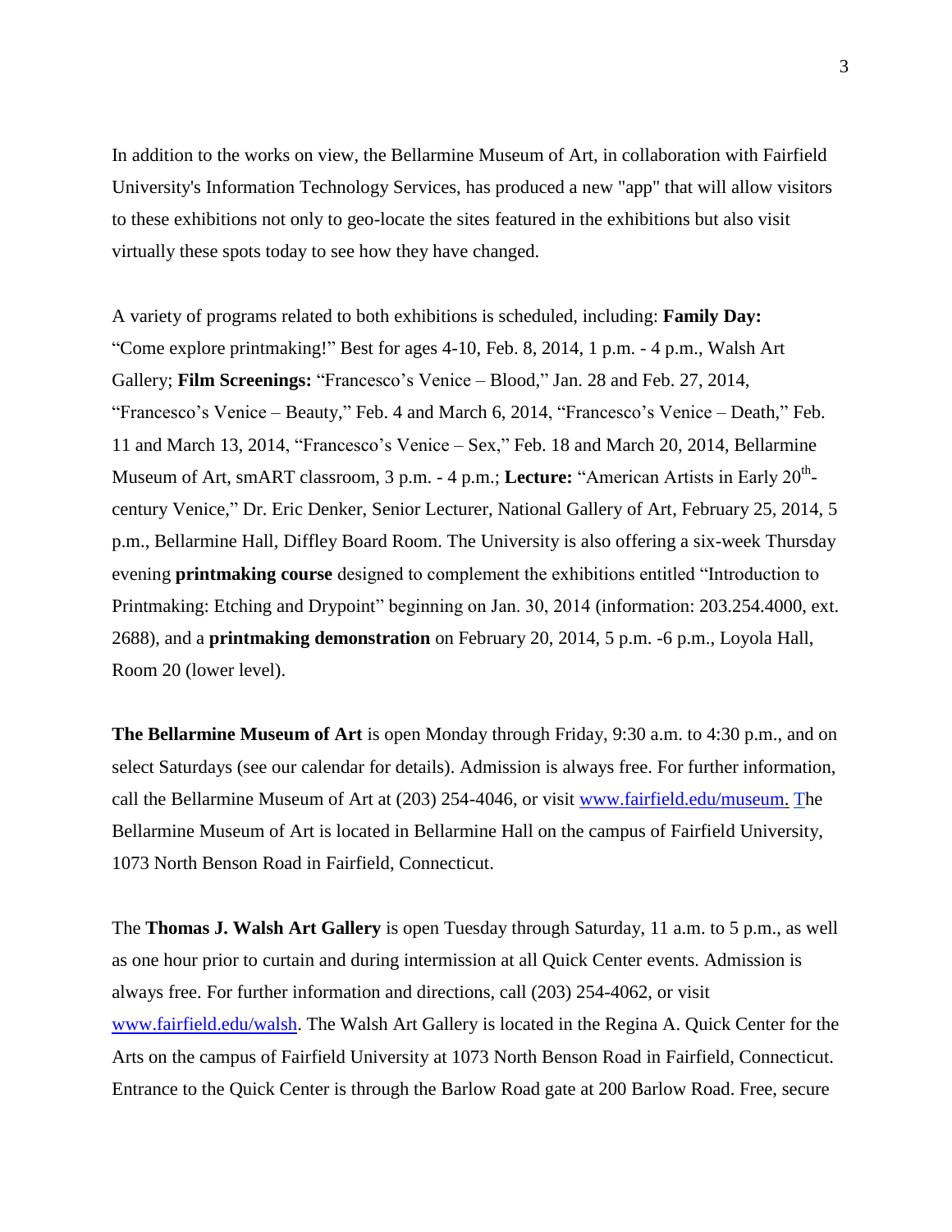In addition to the works on view, the Bellarmine Museum of Art, in collaboration with Fairfield University's Information Technology Services, has produced a new "app" that will allow visitors to these exhibitions not only to geo-locate the sites featured in the exhibitions but also visit virtually these spots today to see how they have changed.

A variety of programs related to both exhibitions is scheduled, including: **Family Day:** "Come explore printmaking!" Best for ages 4-10, Feb. 8, 2014, 1 p.m. - 4 p.m., Walsh Art Gallery; **Film Screenings:** "Francesco's Venice – Blood," Jan. 28 and Feb. 27, 2014, "Francesco's Venice – Beauty," Feb. 4 and March 6, 2014, "Francesco's Venice – Death," Feb. 11 and March 13, 2014, "Francesco's Venice – Sex," Feb. 18 and March 20, 2014, Bellarmine Museum of Art, smART classroom, 3 p.m. - 4 p.m.; **Lecture:** "American Artists in Early 20th-century Venice," Dr. Eric Denker, Senior Lecturer, National Gallery of Art, February 25, 2014, 5 p.m., Bellarmine Hall, Diffley Board Room. The University is also offering a six-week Thursday evening **printmaking course** designed to complement the exhibitions entitled "Introduction to Printmaking: Etching and Drypoint" beginning on Jan. 30, 2014 (information: 203.254.4000, ext. 2688), and a **printmaking demonstration** on February 20, 2014, 5 p.m. -6 p.m., Loyola Hall, Room 20 (lower level).

**The Bellarmine Museum of Art** is open Monday through Friday, 9:30 a.m. to 4:30 p.m., and on select Saturdays (see our calendar for details). Admission is always free. For further information, call the Bellarmine Museum of Art at (203) 254-4046, or visit www.fairfield.edu/museum. The Bellarmine Museum of Art is located in Bellarmine Hall on the campus of Fairfield University, 1073 North Benson Road in Fairfield, Connecticut.

The **Thomas J. Walsh Art Gallery** is open Tuesday through Saturday, 11 a.m. to 5 p.m., as well as one hour prior to curtain and during intermission at all Quick Center events. Admission is always free. For further information and directions, call (203) 254-4062, or visit www.fairfield.edu/walsh. The Walsh Art Gallery is located in the Regina A. Quick Center for the Arts on the campus of Fairfield University at 1073 North Benson Road in Fairfield, Connecticut. Entrance to the Quick Center is through the Barlow Road gate at 200 Barlow Road. Free, secure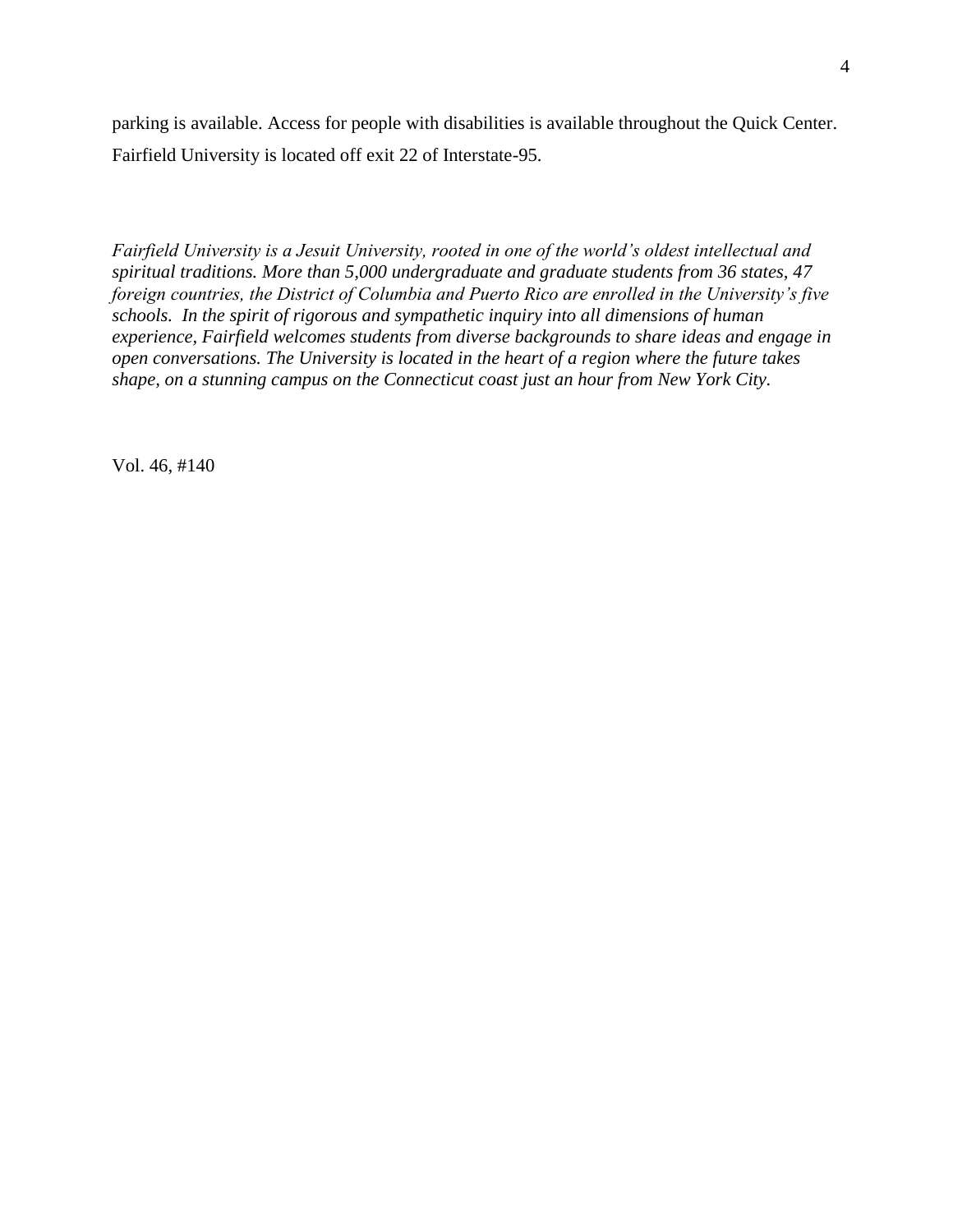parking is available. Access for people with disabilities is available throughout the Quick Center. Fairfield University is located off exit 22 of Interstate-95.

*Fairfield University is a Jesuit University, rooted in one of the world's oldest intellectual and spiritual traditions. More than 5,000 undergraduate and graduate students from 36 states, 47 foreign countries, the District of Columbia and Puerto Rico are enrolled in the University's five schools. In the spirit of rigorous and sympathetic inquiry into all dimensions of human experience, Fairfield welcomes students from diverse backgrounds to share ideas and engage in open conversations. The University is located in the heart of a region where the future takes shape, on a stunning campus on the Connecticut coast just an hour from New York City.*

Vol. 46, #140